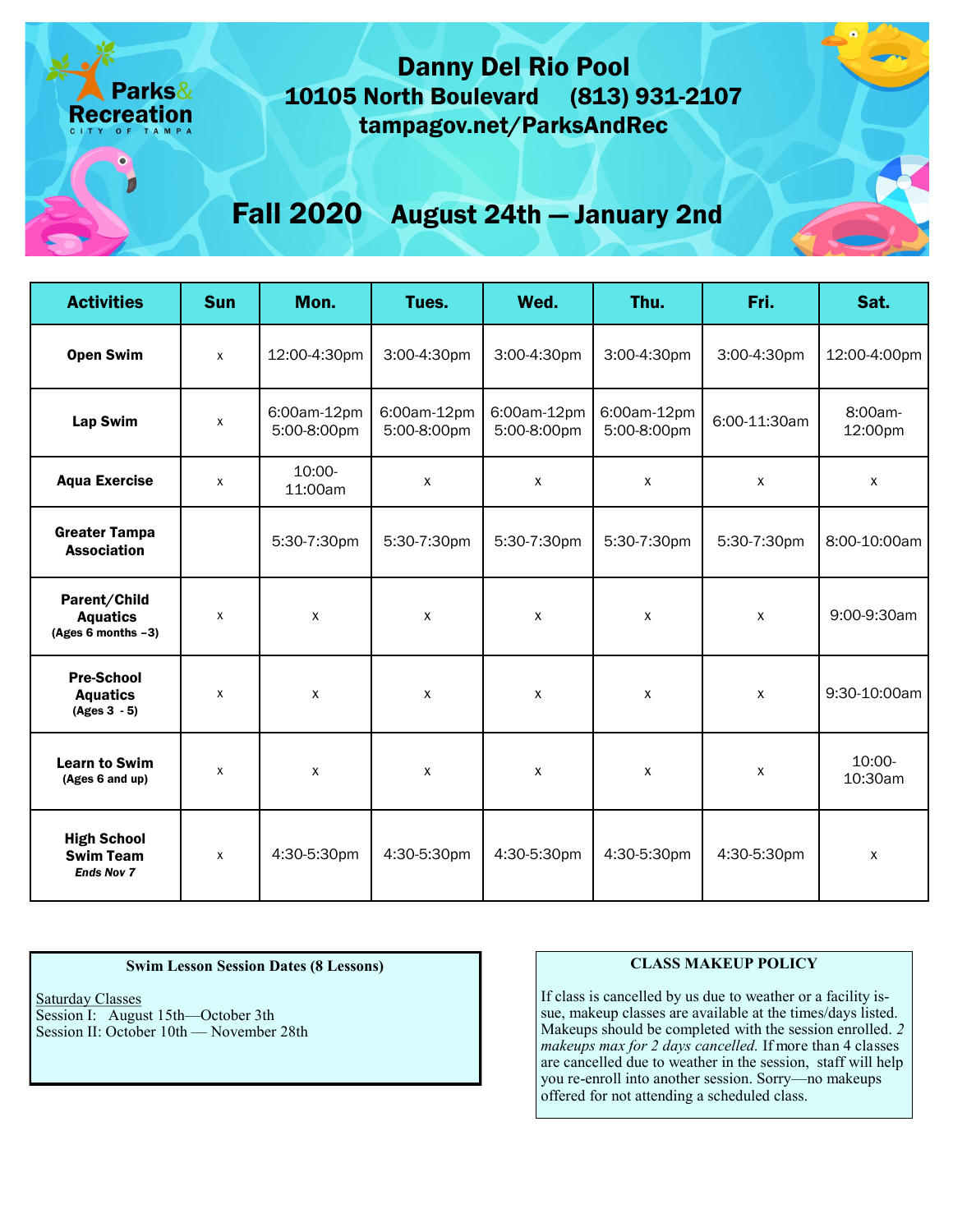Parks & Recreation
CITY OF TAMPA

# Danny Del Rio Pool

**10105 North Boulevard (813) 931-2107**

**tampagov.net/ParksAndRec**

## Fall 2020 August 24th — January 2nd

| Activities | Sun | Mon. | Tues. | Wed. | Thu. | Fri. | Sat. |
|---|---|---|---|---|---|---|---|
| **Open Swim** | x | 12:00-4:30pm | 3:00-4:30pm | 3:00-4:30pm | 3:00-4:30pm | 3:00-4:30pm | 12:00-4:00pm |
| **Lap Swim** | x | 6:00am-12pm 5:00-8:00pm | 6:00am-12pm 5:00-8:00pm | 6:00am-12pm 5:00-8:00pm | 6:00am-12pm 5:00-8:00pm | 6:00-11:30am | 8:00am-12:00pm |
| **Aqua Exercise** | x | 10:00-11:00am | x | x | x | x | x |
| **Greater Tampa Association** | | 5:30-7:30pm | 5:30-7:30pm | 5:30-7:30pm | 5:30-7:30pm | 5:30-7:30pm | 8:00-10:00am |
| **Parent/Child Aquatics** (Ages 6 months –3) | x | x | x | x | x | x | 9:00-9:30am |
| **Pre-School Aquatics** (Ages 3 - 5) | x | x | x | x | x | x | 9:30-10:00am |
| **Learn to Swim** (Ages 6 and up) | x | x | x | x | x | x | 10:00-10:30am |
| **High School Swim Team** *Ends Nov 7* | x | 4:30-5:30pm | 4:30-5:30pm | 4:30-5:30pm | 4:30-5:30pm | 4:30-5:30pm | x |

**Swim Lesson Session Dates (8 Lessons)**

Saturday Classes
Session I: August 15th—October 3th
Session II: October 10th — November 28th

**CLASS MAKEUP POLICY**

If class is cancelled by us due to weather or a facility issue, makeup classes are available at the times/days listed. Makeups should be completed with the session enrolled. *2 makeups max for 2 days cancelled.* If more than 4 classes are cancelled due to weather in the session, staff will help you re-enroll into another session. Sorry—no makeups offered for not attending a scheduled class.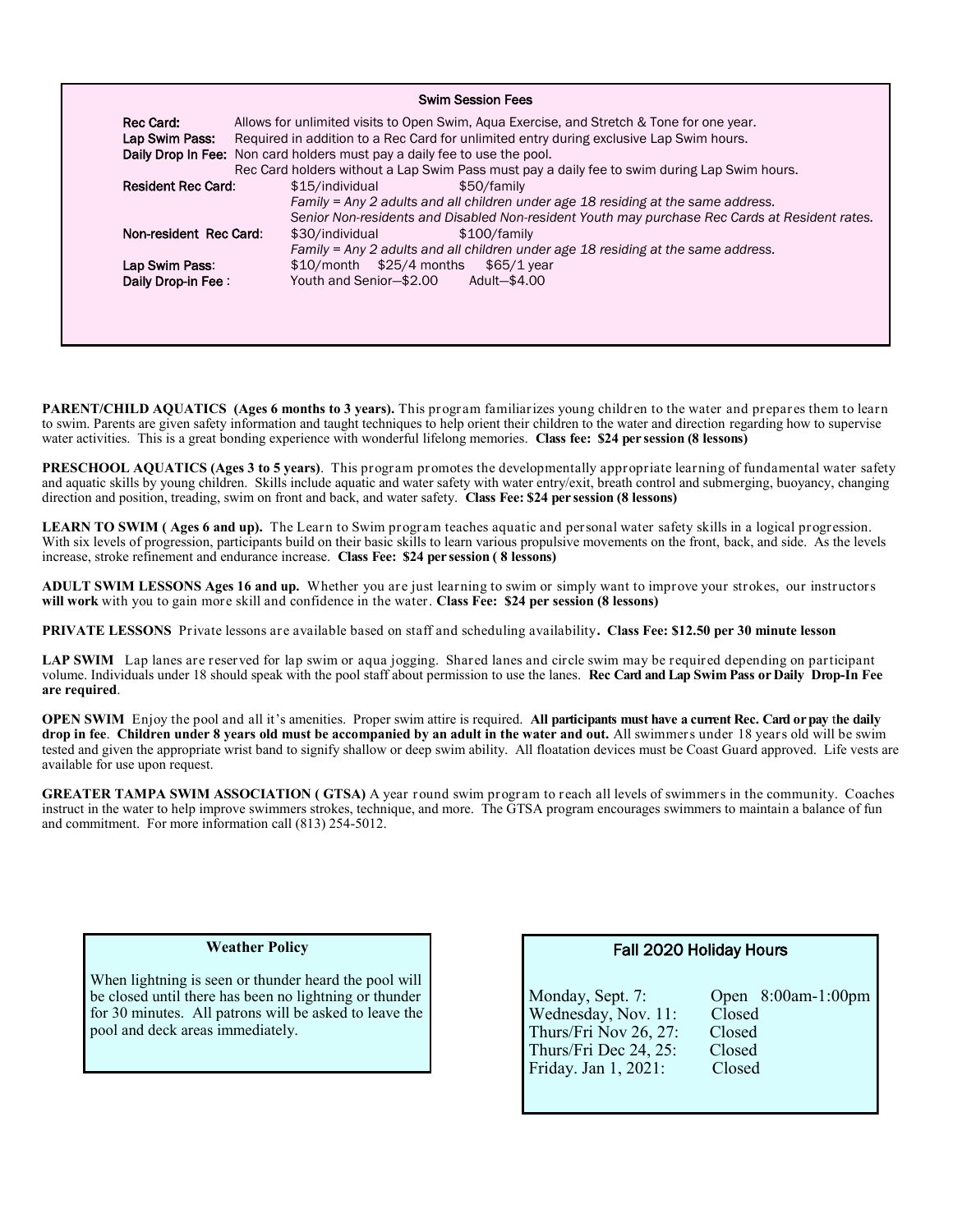## Swim Session Fees

**Rec Card:** Allows for unlimited visits to Open Swim, Aqua Exercise, and Stretch & Tone for one year.
**Lap Swim Pass:** Required in addition to a Rec Card for unlimited entry during exclusive Lap Swim hours.
**Daily Drop In Fee:** Non card holders must pay a daily fee to use the pool.
Rec Card holders without a Lap Swim Pass must pay a daily fee to swim during Lap Swim hours.

**Resident Rec Card:** $15/individual $50/family
*Family = Any 2 adults and all children under age 18 residing at the same address.*
*Senior Non-residents and Disabled Non-resident Youth may purchase Rec Cards at Resident rates.*

**Non-resident Rec Card:** $30/individual $100/family
*Family = Any 2 adults and all children under age 18 residing at the same address.*

**Lap Swim Pass:** $10/month $25/4 months $65/1 year
**Daily Drop-in Fee :** Youth and Senior—$2.00 Adult—$4.00

**PARENT/CHILD AQUATICS (Ages 6 months to 3 years).** This program familiarizes young children to the water and prepares them to learn to swim. Parents are given safety information and taught techniques to help orient their children to the water and direction regarding how to supervise water activities. This is a great bonding experience with wonderful lifelong memories. **Class fee: $24 per session (8 lessons)**

**PRESCHOOL AQUATICS (Ages 3 to 5 years)**. This program promotes the developmentally appropriate learning of fundamental water safety and aquatic skills by young children. Skills include aquatic and water safety with water entry/exit, breath control and submerging, buoyancy, changing direction and position, treading, swim on front and back, and water safety. **Class Fee: $24 per session (8 lessons)**

**LEARN TO SWIM ( Ages 6 and up).** The Learn to Swim program teaches aquatic and personal water safety skills in a logical progression. With six levels of progression, participants build on their basic skills to learn various propulsive movements on the front, back, and side. As the levels increase, stroke refinement and endurance increase. **Class Fee: $24 per session ( 8 lessons)**

**ADULT SWIM LESSONS Ages 16 and up.** Whether you are just learning to swim or simply want to improve your strokes, our instructors **will work** with you to gain more skill and confidence in the water. **Class Fee: $24 per session (8 lessons)**

**PRIVATE LESSONS** Private lessons are available based on staff and scheduling availability**. Class Fee: $12.50 per 30 minute lesson**

**LAP SWIM** Lap lanes are reserved for lap swim or aqua jogging. Shared lanes and circle swim may be required depending on participant volume. Individuals under 18 should speak with the pool staff about permission to use the lanes. **Rec Card and Lap Swim Pass or Daily Drop-In Fee are required**.

**OPEN SWIM** Enjoy the pool and all it's amenities. Proper swim attire is required. **All participants must have a current Rec. Card or pay the daily drop in fee**. **Children under 8 years old must be accompanied by an adult in the water and out.** All swimmers under 18 years old will be swim tested and given the appropriate wrist band to signify shallow or deep swim ability. All floatation devices must be Coast Guard approved. Life vests are available for use upon request.

**GREATER TAMPA SWIM ASSOCIATION ( GTSA)** A year round swim program to reach all levels of swimmers in the community. Coaches instruct in the water to help improve swimmers strokes, technique, and more. The GTSA program encourages swimmers to maintain a balance of fun and commitment. For more information call (813) 254-5012.

### Weather Policy

When lightning is seen or thunder heard the pool will be closed until there has been no lightning or thunder for 30 minutes. All patrons will be asked to leave the pool and deck areas immediately.

### Fall 2020 Holiday Hours

| | |
|---|---|
| Monday, Sept. 7: | Open 8:00am-1:00pm |
| Wednesday, Nov. 11: | Closed |
| Thurs/Fri Nov 26, 27: | Closed |
| Thurs/Fri Dec 24, 25: | Closed |
| Friday. Jan 1, 2021: | Closed |